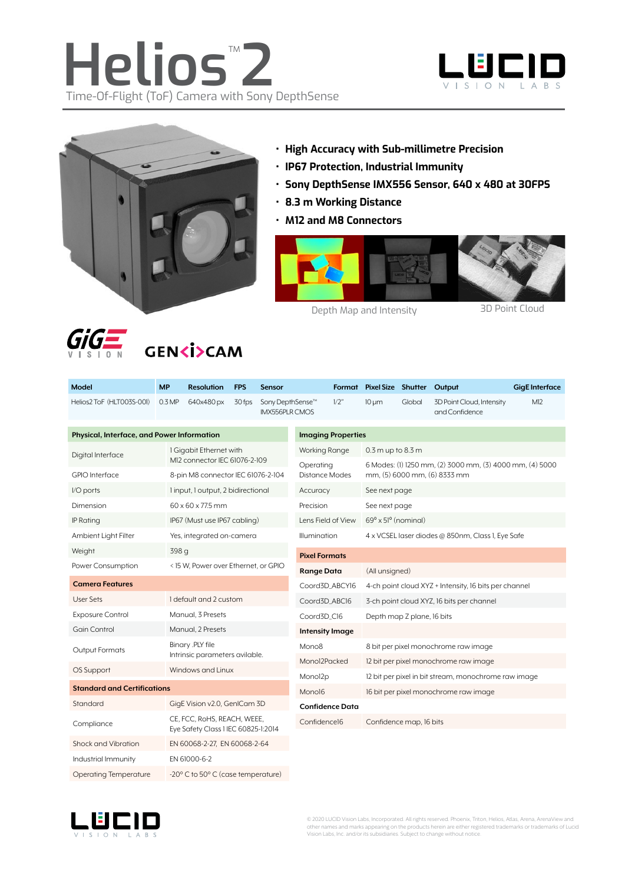# Helios™ 2

Time-Of-Flight (ToF) Camera with Sony DepthSense

- **High Accuracy with Sub-millimetre Precision**
- **IP67 Protection, Industrial Immunity**
- **Sony DepthSense IMX556 Sensor, 640 x 480 at 30FPS**
- **8.3 m Working Distance**
- **M12 and M8 Connectors**

Depth Map and Intensity

3D Point Cloud

| Model | MP | Resolution | FPS | Sensor | Format | Pixel Size | Shutter | Output | GigE Interface |
|---|---|---|---|---|---|---|---|---|---|
| Helios2 ToF (HLT003S-001) | 0.3 MP | 640x480 px | 30 fps | Sony DepthSense™ IMX556PLR CMOS | 1/2" | 10 µm | Global | 3D Point Cloud, Intensity and Confidence | M12 |

| Physical, Interface, and Power Information | |
|---|---|
| Digital Interface | 1 Gigabit Ethernet with M12 connector IEC 61076-2-109 |
| GPIO Interface | 8-pin M8 connector IEC 61076-2-104 |
| I/O ports | 1 input, 1 output, 2 bidirectional |
| Dimension | 60 x 60 x 77.5 mm |
| IP Rating | IP67 (Must use IP67 cabling) |
| Ambient Light Filter | Yes, integrated on-camera |
| Weight | 398 g |
| Power Consumption | < 15 W, Power over Ethernet, or GPIO |
| **Camera Features** | |
| User Sets | 1 default and 2 custom |
| Exposure Control | Manual, 3 Presets |
| Gain Control | Manual, 2 Presets |
| Output Formats | Binary .PLY file Intrinsic parameters avilable. |
| OS Support | Windows and Linux |
| **Standard and Certifications** | |
| Standard | GigE Vision v2.0, GenICam 3D |
| Compliance | CE, FCC, RoHS, REACH, WEEE, Eye Safety Class 1 IEC 60825-1:2014 |
| Shock and Vibration | EN 60068-2-27, EN 60068-2-64 |
| Industrial Immunity | EN 61000-6-2 |
| Operating Temperature | -20° C to 50° C (case temperature) |

| Imaging Properties | |
|---|---|
| Working Range | 0.3 m up to 8.3 m |
| Operating Distance Modes | 6 Modes: (1) 1250 mm, (2) 3000 mm, (3) 4000 mm, (4) 5000 mm, (5) 6000 mm, (6) 8333 mm |
| Accuracy | See next page |
| Precision | See next page |
| Lens Field of View | 69° x 51° (nominal) |
| Illumination | 4 x VCSEL laser diodes @ 850nm, Class 1, Eye Safe |

| Pixel Formats | |
|---|---|
| **Range Data** | (All unsigned) |
| Coord3D_ABCY16 | 4-ch point cloud XYZ + Intensity, 16 bits per channel |
| Coord3D_ABC16 | 3-ch point cloud XYZ, 16 bits per channel |
| Coord3D_C16 | Depth map Z plane, 16 bits |
| **Intensity Image** | |
| Mono8 | 8 bit per pixel monochrome raw image |
| Mono12Packed | 12 bit per pixel monochrome raw image |
| Mono12p | 12 bit per pixel in bit stream, monochrome raw image |
| Mono16 | 16 bit per pixel monochrome raw image |
| **Confidence Data** | |
| Confidence16 | Confidence map, 16 bits |

© 2020 LUCID Vision Labs, Incorporated. All rights reserved. Phoenix, Triton, Helios, Atlas, Arena, ArenaView and other names and marks appearing on the products herein are either registered trademarks or trademarks of Lucid Vision Labs, Inc. and/or its subsidiaries. Subject to change without notice.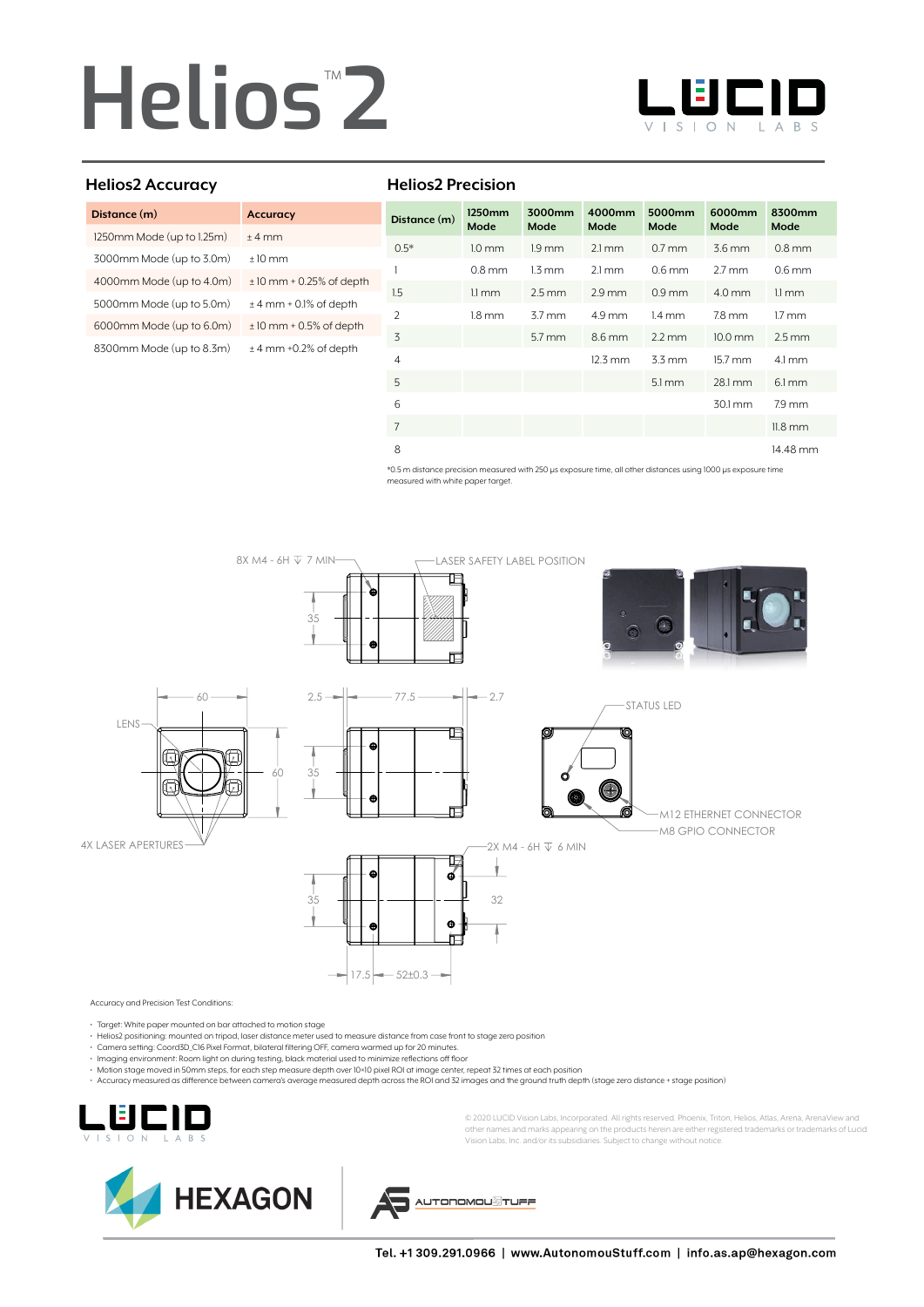# Helios™2

## Helios2 Accuracy

| Distance (m) | Accuracy |
|---|---|
| 1250mm Mode (up to 1.25m) | ± 4 mm |
| 3000mm Mode (up to 3.0m) | ± 10 mm |
| 4000mm Mode (up to 4.0m) | ± 10 mm + 0.25% of depth |
| 5000mm Mode (up to 5.0m) | ± 4 mm + 0.1% of depth |
| 6000mm Mode (up to 6.0m) | ± 10 mm + 0.5% of depth |
| 8300mm Mode (up to 8.3m) | ± 4 mm +0.2% of depth |

## Helios2 Precision

| Distance (m) | 1250mm Mode | 3000mm Mode | 4000mm Mode | 5000mm Mode | 6000mm Mode | 8300mm Mode |
|---|---|---|---|---|---|---|
| 0.5* | 1.0 mm | 1.9 mm | 2.1 mm | 0.7 mm | 3.6 mm | 0.8 mm |
| 1 | 0.8 mm | 1.3 mm | 2.1 mm | 0.6 mm | 2.7 mm | 0.6 mm |
| 1.5 | 1.1 mm | 2.5 mm | 2.9 mm | 0.9 mm | 4.0 mm | 1.1 mm |
| 2 | 1.8 mm | 3.7 mm | 4.9 mm | 1.4 mm | 7.8 mm | 1.7 mm |
| 3 | | 5.7 mm | 8.6 mm | 2.2 mm | 10.0 mm | 2.5 mm |
| 4 | | | 12.3 mm | 3.3 mm | 15.7 mm | 4.1 mm |
| 5 | | | | 5.1 mm | 28.1 mm | 6.1 mm |
| 6 | | | | | 30.1 mm | 7.9 mm |
| 7 | | | | | | 11.8 mm |
| 8 | | | | | | 14.48 mm |

*0.5 m distance precision measured with 250 µs exposure time, all other distances using 1000 µs exposure time measured with white paper target.

8X M4 - 6H ↧ 7 MIN
LASER SAFETY LABEL POSITION
35
60
LENS
60
2.5
77.5
2.7
35
STATUS LED
4X LASER APERTURES
M12 ETHERNET CONNECTOR
M8 GPIO CONNECTOR
2X M4 - 6H ↧ 6 MIN
35
32
17.5
52±0.3

Accuracy and Precision Test Conditions:

- Target: White paper mounted on bar attached to motion stage
- Helios2 positioning: mounted on tripod, laser distance meter used to measure distance from case front to stage zero position
- Camera setting: Coord3D_C16 Pixel Format, bilateral filtering OFF, camera warmed up for 20 minutes.
- Imaging environment: Room light on during testing, black material used to minimize reflections off floor
- Motion stage moved in 50mm steps, for each step measure depth over 10×10 pixel ROI at image center, repeat 32 times at each position
- Accuracy measured as difference between camera's average measured depth across the ROI and 32 images and the ground truth depth (stage zero distance + stage position)

© 2020 LUCID Vision Labs, Incorporated. All rights reserved. Phoenix, Triton, Helios, Atlas, Arena, ArenaView and other names and marks appearing on the products herein are either registered trademarks or trademarks of Lucid Vision Labs, Inc. and/or its subsidiaries. Subject to change without notice.

HEXAGON | AUTONOMOUSTUFF

Tel. +1 309.291.0966 | www.AutonomouStuff.com | info.as.ap@hexagon.com